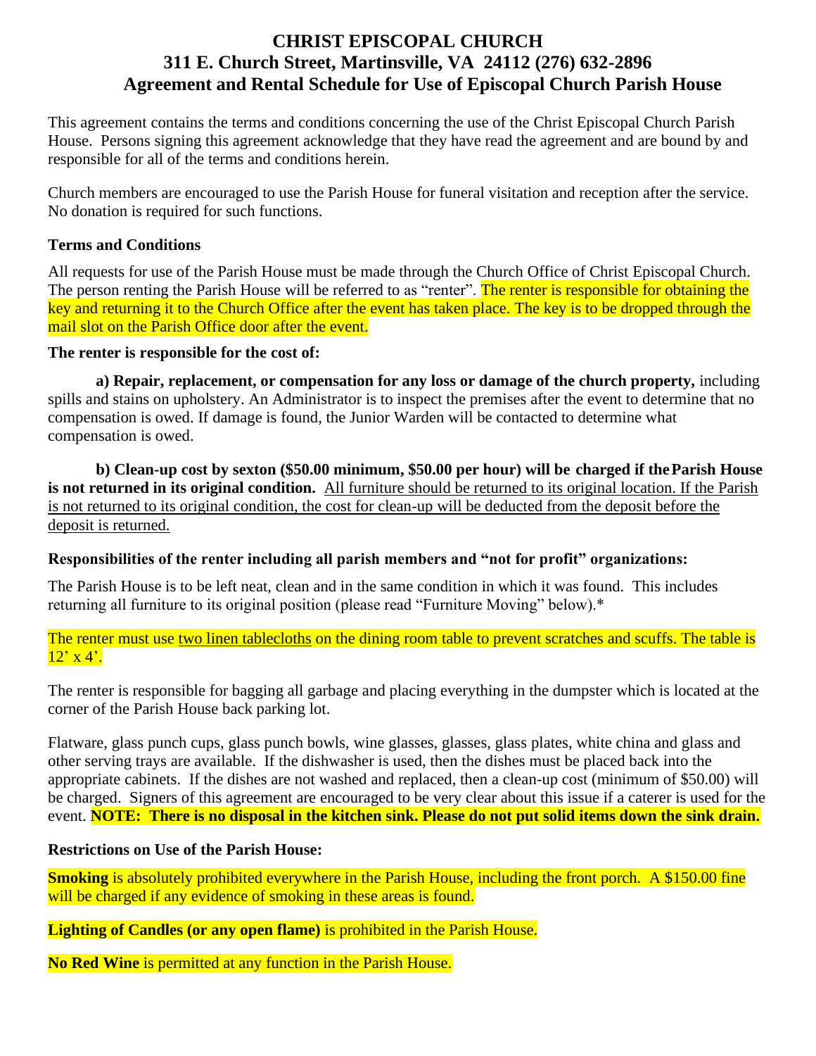# CHRIST EPISCOPAL CHURCH
# 311 E. Church Street, Martinsville, VA 24112 (276) 632-2896
# Agreement and Rental Schedule for Use of Episcopal Church Parish House

This agreement contains the terms and conditions concerning the use of the Christ Episcopal Church Parish House. Persons signing this agreement acknowledge that they have read the agreement and are bound by and responsible for all of the terms and conditions herein.

Church members are encouraged to use the Parish House for funeral visitation and reception after the service. No donation is required for such functions.

**Terms and Conditions**

All requests for use of the Parish House must be made through the Church Office of Christ Episcopal Church. The person renting the Parish House will be referred to as "renter". The renter is responsible for obtaining the key and returning it to the Church Office after the event has taken place. The key is to be dropped through the mail slot on the Parish Office door after the event.

**The renter is responsible for the cost of:**

**a) Repair, replacement, or compensation for any loss or damage of the church property,** including spills and stains on upholstery. An Administrator is to inspect the premises after the event to determine that no compensation is owed. If damage is found, the Junior Warden will be contacted to determine what compensation is owed.

**b) Clean-up cost by sexton ($50.00 minimum, $50.00 per hour) will be charged if the Parish House is not returned in its original condition.** <u>All furniture should be returned to its original location. If the Parish is not returned to its original condition, the cost for clean-up will be deducted from the deposit before the deposit is returned.</u>

**Responsibilities of the renter including all parish members and "not for profit" organizations:**

The Parish House is to be left neat, clean and in the same condition in which it was found. This includes returning all furniture to its original position (please read "Furniture Moving" below).*

The renter must use <u>two linen tablecloths</u> on the dining room table to prevent scratches and scuffs. The table is 12' x 4'.

The renter is responsible for bagging all garbage and placing everything in the dumpster which is located at the corner of the Parish House back parking lot.

Flatware, glass punch cups, glass punch bowls, wine glasses, glasses, glass plates, white china and glass and other serving trays are available. If the dishwasher is used, then the dishes must be placed back into the appropriate cabinets. If the dishes are not washed and replaced, then a clean-up cost (minimum of $50.00) will be charged. Signers of this agreement are encouraged to be very clear about this issue if a caterer is used for the event. **NOTE: There is no disposal in the kitchen sink. Please do not put solid items down the sink drain.**

**Restrictions on Use of the Parish House:**

**Smoking** is absolutely prohibited everywhere in the Parish House, including the front porch. A $150.00 fine will be charged if any evidence of smoking in these areas is found.

**Lighting of Candles (or any open flame)** is prohibited in the Parish House.

**No Red Wine** is permitted at any function in the Parish House.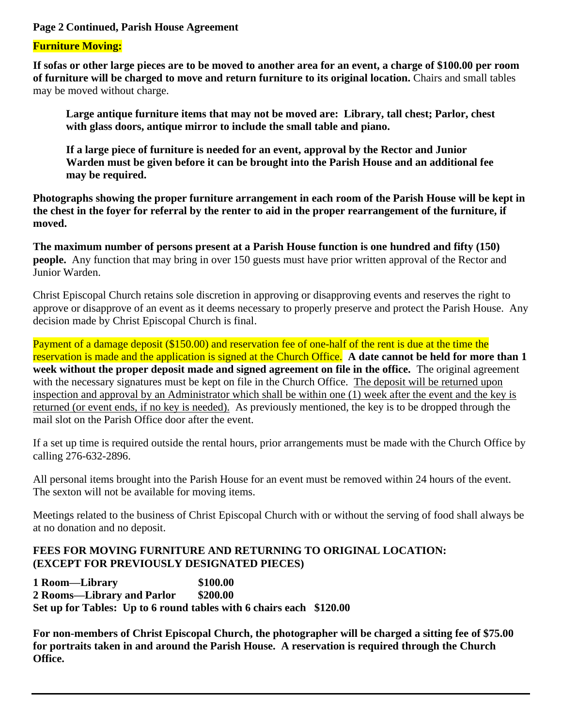**Page 2 Continued, Parish House Agreement**

**Furniture Moving:**

**If sofas or other large pieces are to be moved to another area for an event, a charge of $100.00 per room of furniture will be charged to move and return furniture to its original location.** Chairs and small tables may be moved without charge.

> **Large antique furniture items that may not be moved are: Library, tall chest; Parlor, chest with glass doors, antique mirror to include the small table and piano.**
>
> **If a large piece of furniture is needed for an event, approval by the Rector and Junior Warden must be given before it can be brought into the Parish House and an additional fee may be required.**

**Photographs showing the proper furniture arrangement in each room of the Parish House will be kept in the chest in the foyer for referral by the renter to aid in the proper rearrangement of the furniture, if moved.**

**The maximum number of persons present at a Parish House function is one hundred and fifty (150) people.** Any function that may bring in over 150 guests must have prior written approval of the Rector and Junior Warden.

Christ Episcopal Church retains sole discretion in approving or disapproving events and reserves the right to approve or disapprove of an event as it deems necessary to properly preserve and protect the Parish House. Any decision made by Christ Episcopal Church is final.

Payment of a damage deposit ($150.00) and reservation fee of one-half of the rent is due at the time the reservation is made and the application is signed at the Church Office. **A date cannot be held for more than 1 week without the proper deposit made and signed agreement on file in the office.** The original agreement with the necessary signatures must be kept on file in the Church Office. The deposit will be returned upon inspection and approval by an Administrator which shall be within one (1) week after the event and the key is returned (or event ends, if no key is needed). As previously mentioned, the key is to be dropped through the mail slot on the Parish Office door after the event.

If a set up time is required outside the rental hours, prior arrangements must be made with the Church Office by calling 276-632-2896.

All personal items brought into the Parish House for an event must be removed within 24 hours of the event. The sexton will not be available for moving items.

Meetings related to the business of Christ Episcopal Church with or without the serving of food shall always be at no donation and no deposit.

**FEES FOR MOVING FURNITURE AND RETURNING TO ORIGINAL LOCATION: (EXCEPT FOR PREVIOUSLY DESIGNATED PIECES)**

**1 Room—Library $100.00**
**2 Rooms—Library and Parlor $200.00**
**Set up for Tables: Up to 6 round tables with 6 chairs each $120.00**

**For non-members of Christ Episcopal Church, the photographer will be charged a sitting fee of $75.00 for portraits taken in and around the Parish House. A reservation is required through the Church Office.**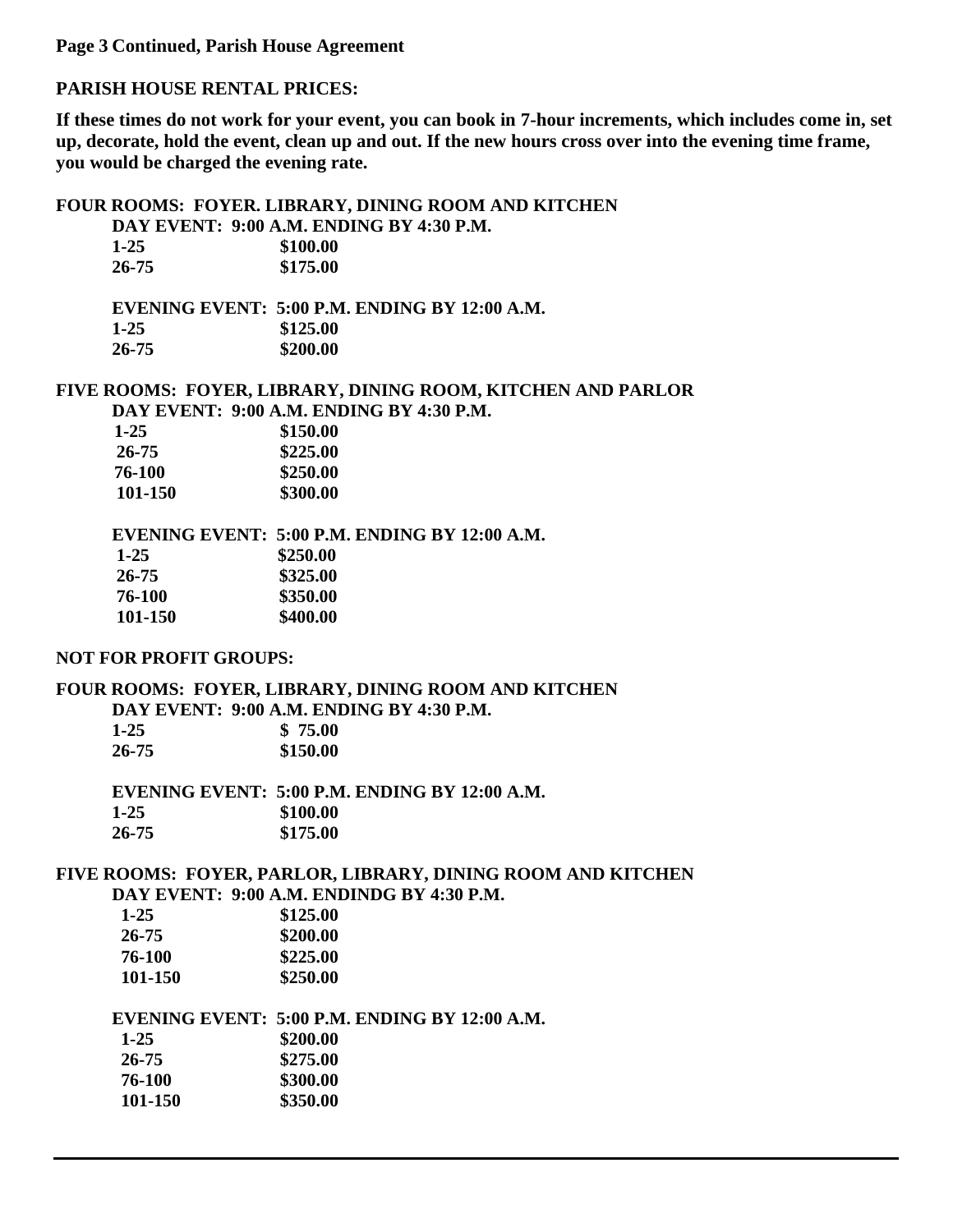**Page 3 Continued, Parish House Agreement**

**PARISH HOUSE RENTAL PRICES:**

**If these times do not work for your event, you can book in 7-hour increments, which includes come in, set up, decorate, hold the event, clean up and out. If the new hours cross over into the evening time frame, you would be charged the evening rate.**

**FOUR ROOMS: FOYER. LIBRARY, DINING ROOM AND KITCHEN**

**DAY EVENT: 9:00 A.M. ENDING BY 4:30 P.M.**

| | |
|---|---|
| **1-25** | **\$100.00** |
| **26-75** | **\$175.00** |

**EVENING EVENT: 5:00 P.M. ENDING BY 12:00 A.M.**

| | |
|---|---|
| **1-25** | **\$125.00** |
| **26-75** | **\$200.00** |

**FIVE ROOMS: FOYER, LIBRARY, DINING ROOM, KITCHEN AND PARLOR**

**DAY EVENT: 9:00 A.M. ENDING BY 4:30 P.M.**

| | |
|---|---|
| **1-25** | **\$150.00** |
| **26-75** | **\$225.00** |
| **76-100** | **\$250.00** |
| **101-150** | **\$300.00** |

**EVENING EVENT: 5:00 P.M. ENDING BY 12:00 A.M.**

| | |
|---|---|
| **1-25** | **\$250.00** |
| **26-75** | **\$325.00** |
| **76-100** | **\$350.00** |
| **101-150** | **\$400.00** |

**NOT FOR PROFIT GROUPS:**

**FOUR ROOMS: FOYER, LIBRARY, DINING ROOM AND KITCHEN**

**DAY EVENT: 9:00 A.M. ENDING BY 4:30 P.M.**

| | |
|---|---|
| **1-25** | **\$ 75.00** |
| **26-75** | **\$150.00** |

**EVENING EVENT: 5:00 P.M. ENDING BY 12:00 A.M.**

| | |
|---|---|
| **1-25** | **\$100.00** |
| **26-75** | **\$175.00** |

**FIVE ROOMS: FOYER, PARLOR, LIBRARY, DINING ROOM AND KITCHEN**

**DAY EVENT: 9:00 A.M. ENDINDG BY 4:30 P.M.**

| | |
|---|---|
| **1-25** | **\$125.00** |
| **26-75** | **\$200.00** |
| **76-100** | **\$225.00** |
| **101-150** | **\$250.00** |

**EVENING EVENT: 5:00 P.M. ENDING BY 12:00 A.M.**

| | |
|---|---|
| **1-25** | **\$200.00** |
| **26-75** | **\$275.00** |
| **76-100** | **\$300.00** |
| **101-150** | **\$350.00** |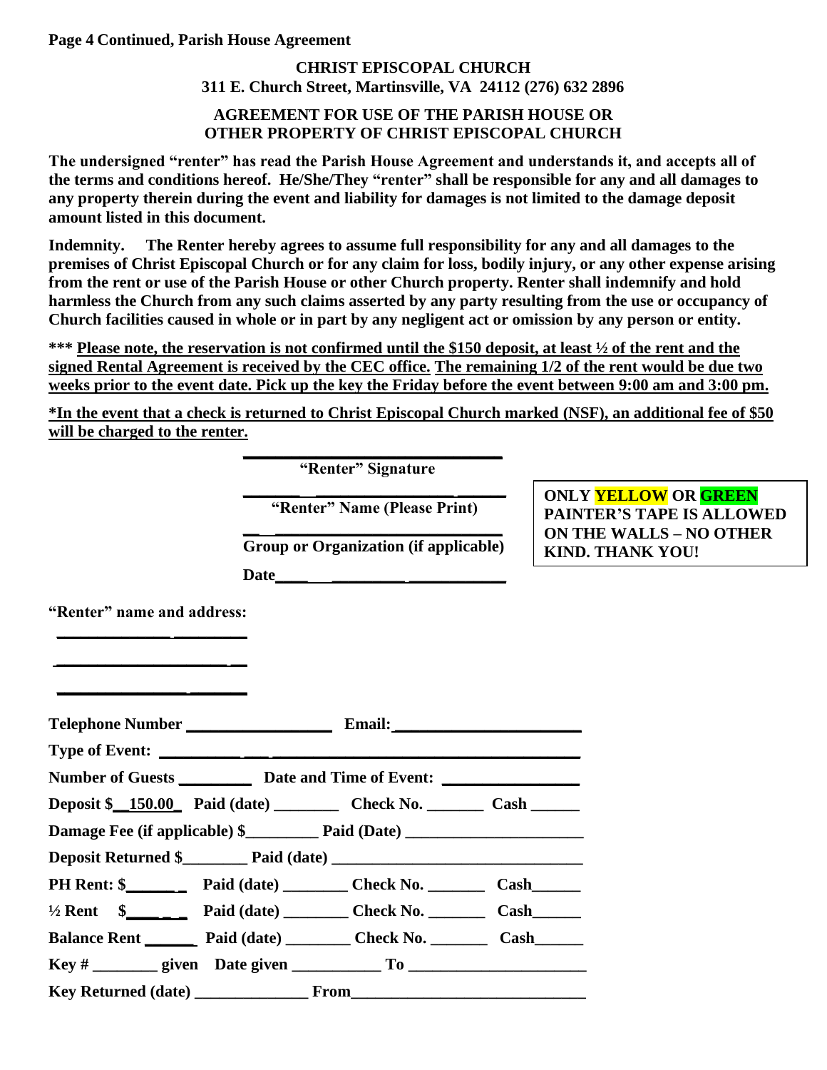**Page 4 Continued, Parish House Agreement**

**CHRIST EPISCOPAL CHURCH**
**311 E. Church Street, Martinsville, VA 24112 (276) 632 2896**

**AGREEMENT FOR USE OF THE PARISH HOUSE OR OTHER PROPERTY OF CHRIST EPISCOPAL CHURCH**

**The undersigned "renter" has read the Parish House Agreement and understands it, and accepts all of the terms and conditions hereof. He/She/They "renter" shall be responsible for any and all damages to any property therein during the event and liability for damages is not limited to the damage deposit amount listed in this document.**

**Indemnity.** **The Renter hereby agrees to assume full responsibility for any and all damages to the premises of Christ Episcopal Church or for any claim for loss, bodily injury, or any other expense arising from the rent or use of the Parish House or other Church property. Renter shall indemnify and hold harmless the Church from any such claims asserted by any party resulting from the use or occupancy of Church facilities caused in whole or in part by any negligent act or omission by any person or entity.**

**\*\*\* <u>Please note, the reservation is not confirmed until the $150 deposit, at least ½ of the rent and the signed Rental Agreement is received by the CEC office.</u> <u>The remaining 1/2 of the rent would be due two weeks prior to the event date. Pick up the key the Friday before the event between 9:00 am and 3:00 pm.</u>**

**\*<u>In the event that a check is returned to Christ Episcopal Church marked (NSF), an additional fee of $50 will be charged to the renter.</u>**

______________________________
**"Renter" Signature**

______________________________
**"Renter" Name (Please Print)**

______________________________
**Group or Organization (if applicable)**

**Date**______________________

**ONLY YELLOW OR GREEN PAINTER'S TAPE IS ALLOWED ON THE WALLS – NO OTHER KIND. THANK YOU!**

**"Renter" name and address:**

______________________

______________________

______________________

**Telephone Number** ________________ **Email:** ____________________

**Type of Event:** ____________________________________

**Number of Guests** ________ **Date and Time of Event:** ______________

**Deposit $<u>150.00</u>** **Paid (date)** ________ **Check No.** _______ **Cash** ______

**Damage Fee (if applicable) $**________ **Paid (Date)** ____________________

**Deposit Returned $**________ **Paid (date)** ____________________________

**PH Rent: $**________ **Paid (date)** ________ **Check No.** _______ **Cash**______

**½ Rent $**________ **Paid (date)** ________ **Check No.** _______ **Cash**______

**Balance Rent** ______ **Paid (date)** ________ **Check No.** _______ **Cash**______

**Key #** ________ **given Date given** __________ **To** ____________________

**Key Returned (date)** ______________ **From**__________________________